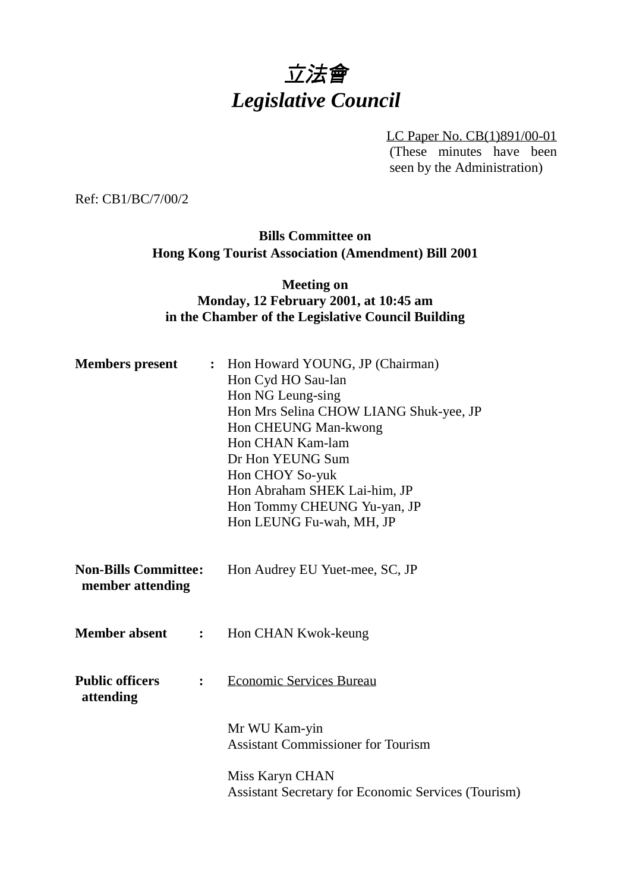# *立法會*
# *Legislative Council*

LC Paper No. CB(1)891/00-01
(These minutes have been seen by the Administration)

Ref: CB1/BC/7/00/2

**Bills Committee on**
**Hong Kong Tourist Association (Amendment) Bill 2001**

**Meeting on**
**Monday, 12 February 2001, at 10:45 am**
**in the Chamber of the Legislative Council Building**

**Members present :**
Hon Howard YOUNG, JP (Chairman)
Hon Cyd HO Sau-lan
Hon NG Leung-sing
Hon Mrs Selina CHOW LIANG Shuk-yee, JP
Hon CHEUNG Man-kwong
Hon CHAN Kam-lam
Dr Hon YEUNG Sum
Hon CHOY So-yuk
Hon Abraham SHEK Lai-him, JP
Hon Tommy CHEUNG Yu-yan, JP
Hon LEUNG Fu-wah, MH, JP

**Non-Bills Committee: member attending**
Hon Audrey EU Yuet-mee, SC, JP

**Member absent :**
Hon CHAN Kwok-keung

**Public officers attending :**
Economic Services Bureau

Mr WU Kam-yin
Assistant Commissioner for Tourism

Miss Karyn CHAN
Assistant Secretary for Economic Services (Tourism)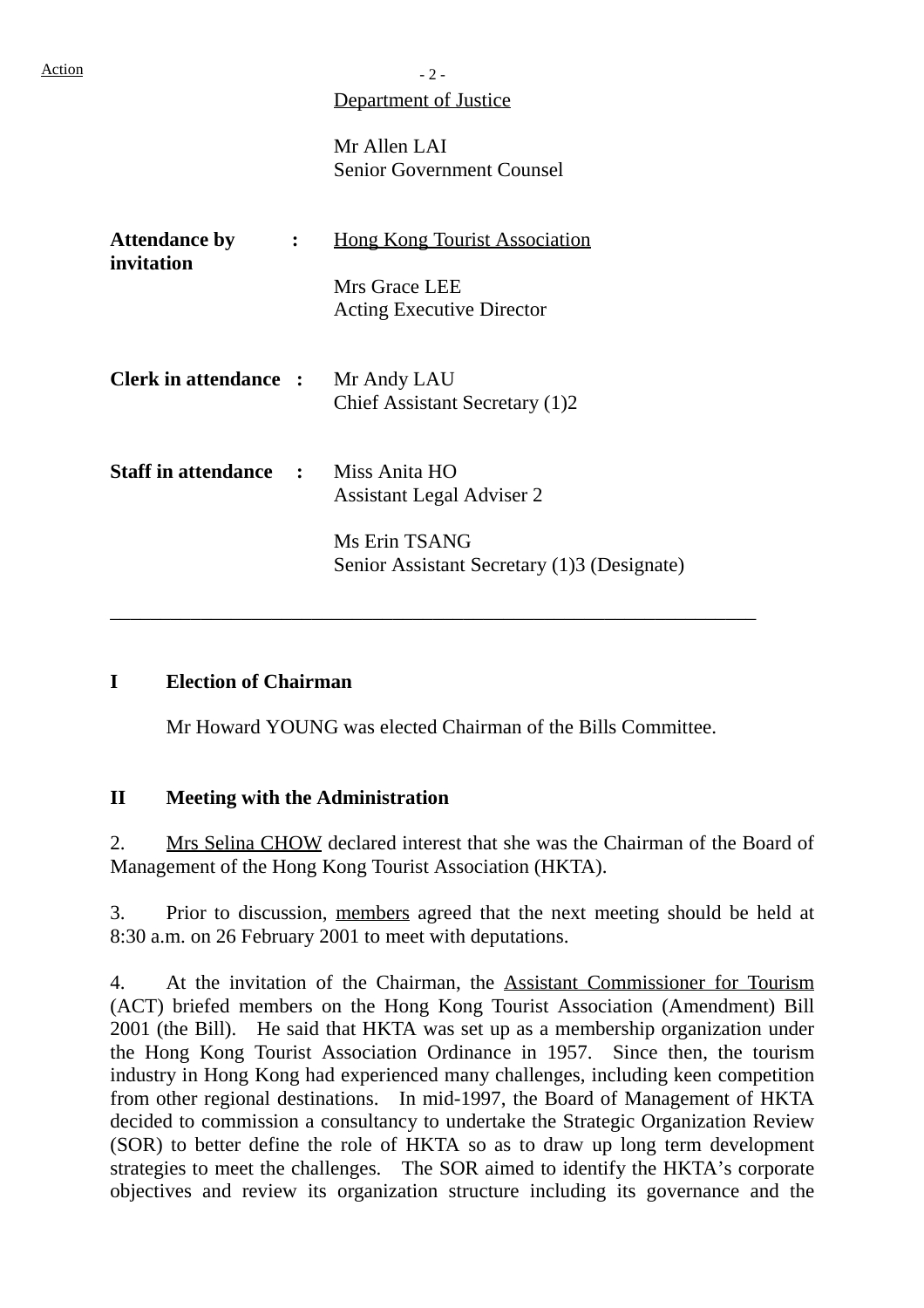Action

Department of Justice

Mr Allen LAI
Senior Government Counsel

**Attendance by invitation** : Hong Kong Tourist Association

Mrs Grace LEE
Acting Executive Director

**Clerk in attendance** : Mr Andy LAU
Chief Assistant Secretary (1)2

**Staff in attendance** : Miss Anita HO
Assistant Legal Adviser 2

Ms Erin TSANG
Senior Assistant Secretary (1)3 (Designate)

---

## I Election of Chairman

Mr Howard YOUNG was elected Chairman of the Bills Committee.

## II Meeting with the Administration

2. Mrs Selina CHOW declared interest that she was the Chairman of the Board of Management of the Hong Kong Tourist Association (HKTA).

3. Prior to discussion, members agreed that the next meeting should be held at 8:30 a.m. on 26 February 2001 to meet with deputations.

4. At the invitation of the Chairman, the Assistant Commissioner for Tourism (ACT) briefed members on the Hong Kong Tourist Association (Amendment) Bill 2001 (the Bill). He said that HKTA was set up as a membership organization under the Hong Kong Tourist Association Ordinance in 1957. Since then, the tourism industry in Hong Kong had experienced many challenges, including keen competition from other regional destinations. In mid-1997, the Board of Management of HKTA decided to commission a consultancy to undertake the Strategic Organization Review (SOR) to better define the role of HKTA so as to draw up long term development strategies to meet the challenges. The SOR aimed to identify the HKTA's corporate objectives and review its organization structure including its governance and the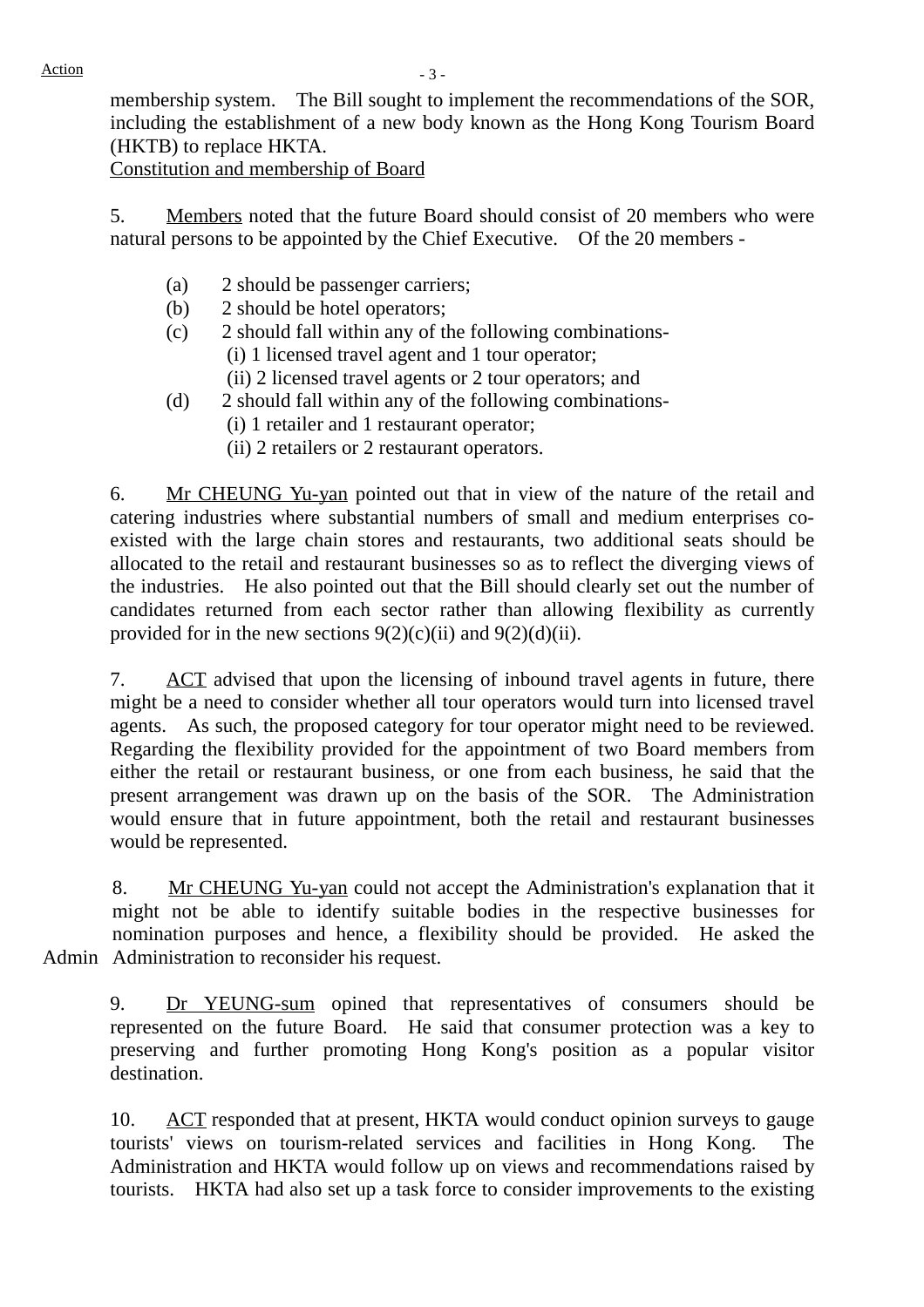Action

membership system. The Bill sought to implement the recommendations of the SOR, including the establishment of a new body known as the Hong Kong Tourism Board (HKTB) to replace HKTA.

Constitution and membership of Board

5. Members noted that the future Board should consist of 20 members who were natural persons to be appointed by the Chief Executive. Of the 20 members -

(a) 2 should be passenger carriers;
(b) 2 should be hotel operators;
(c) 2 should fall within any of the following combinations-
 (i) 1 licensed travel agent and 1 tour operator;
 (ii) 2 licensed travel agents or 2 tour operators; and
(d) 2 should fall within any of the following combinations-
 (i) 1 retailer and 1 restaurant operator;
 (ii) 2 retailers or 2 restaurant operators.

6. Mr CHEUNG Yu-yan pointed out that in view of the nature of the retail and catering industries where substantial numbers of small and medium enterprises co-existed with the large chain stores and restaurants, two additional seats should be allocated to the retail and restaurant businesses so as to reflect the diverging views of the industries. He also pointed out that the Bill should clearly set out the number of candidates returned from each sector rather than allowing flexibility as currently provided for in the new sections 9(2)(c)(ii) and 9(2)(d)(ii).

7. ACT advised that upon the licensing of inbound travel agents in future, there might be a need to consider whether all tour operators would turn into licensed travel agents. As such, the proposed category for tour operator might need to be reviewed. Regarding the flexibility provided for the appointment of two Board members from either the retail or restaurant business, or one from each business, he said that the present arrangement was drawn up on the basis of the SOR. The Administration would ensure that in future appointment, both the retail and restaurant businesses would be represented.

8. Mr CHEUNG Yu-yan could not accept the Administration's explanation that it might not be able to identify suitable bodies in the respective businesses for nomination purposes and hence, a flexibility should be provided. He asked the Administration to reconsider his request.

Admin

9. Dr YEUNG-sum opined that representatives of consumers should be represented on the future Board. He said that consumer protection was a key to preserving and further promoting Hong Kong's position as a popular visitor destination.

10. ACT responded that at present, HKTA would conduct opinion surveys to gauge tourists' views on tourism-related services and facilities in Hong Kong. The Administration and HKTA would follow up on views and recommendations raised by tourists. HKTA had also set up a task force to consider improvements to the existing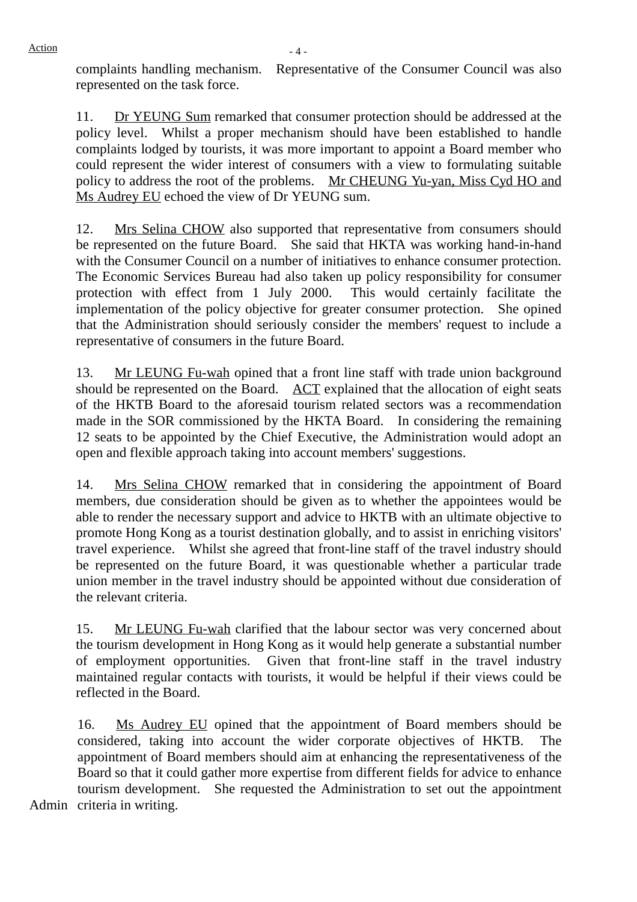complaints handling mechanism. Representative of the Consumer Council was also represented on the task force.

11. Dr YEUNG Sum remarked that consumer protection should be addressed at the policy level. Whilst a proper mechanism should have been established to handle complaints lodged by tourists, it was more important to appoint a Board member who could represent the wider interest of consumers with a view to formulating suitable policy to address the root of the problems. Mr CHEUNG Yu-yan, Miss Cyd HO and Ms Audrey EU echoed the view of Dr YEUNG sum.

12. Mrs Selina CHOW also supported that representative from consumers should be represented on the future Board. She said that HKTA was working hand-in-hand with the Consumer Council on a number of initiatives to enhance consumer protection. The Economic Services Bureau had also taken up policy responsibility for consumer protection with effect from 1 July 2000. This would certainly facilitate the implementation of the policy objective for greater consumer protection. She opined that the Administration should seriously consider the members' request to include a representative of consumers in the future Board.

13. Mr LEUNG Fu-wah opined that a front line staff with trade union background should be represented on the Board. ACT explained that the allocation of eight seats of the HKTB Board to the aforesaid tourism related sectors was a recommendation made in the SOR commissioned by the HKTA Board. In considering the remaining 12 seats to be appointed by the Chief Executive, the Administration would adopt an open and flexible approach taking into account members' suggestions.

14. Mrs Selina CHOW remarked that in considering the appointment of Board members, due consideration should be given as to whether the appointees would be able to render the necessary support and advice to HKTB with an ultimate objective to promote Hong Kong as a tourist destination globally, and to assist in enriching visitors' travel experience. Whilst she agreed that front-line staff of the travel industry should be represented on the future Board, it was questionable whether a particular trade union member in the travel industry should be appointed without due consideration of the relevant criteria.

15. Mr LEUNG Fu-wah clarified that the labour sector was very concerned about the tourism development in Hong Kong as it would help generate a substantial number of employment opportunities. Given that front-line staff in the travel industry maintained regular contacts with tourists, it would be helpful if their views could be reflected in the Board.

16. Ms Audrey EU opined that the appointment of Board members should be considered, taking into account the wider corporate objectives of HKTB. The appointment of Board members should aim at enhancing the representativeness of the Board so that it could gather more expertise from different fields for advice to enhance tourism development. She requested the Administration to set out the appointment criteria in writing.

Admin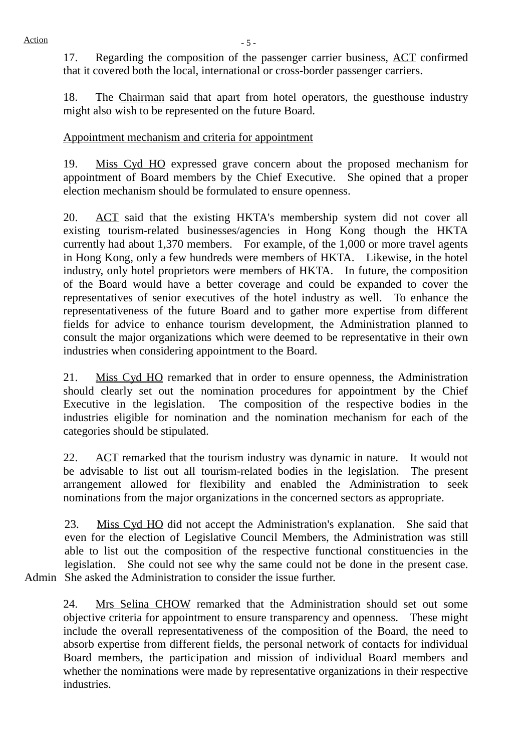17. Regarding the composition of the passenger carrier business, ACT confirmed that it covered both the local, international or cross-border passenger carriers.

18. The Chairman said that apart from hotel operators, the guesthouse industry might also wish to be represented on the future Board.

Appointment mechanism and criteria for appointment

19. Miss Cyd HO expressed grave concern about the proposed mechanism for appointment of Board members by the Chief Executive. She opined that a proper election mechanism should be formulated to ensure openness.

20. ACT said that the existing HKTA's membership system did not cover all existing tourism-related businesses/agencies in Hong Kong though the HKTA currently had about 1,370 members. For example, of the 1,000 or more travel agents in Hong Kong, only a few hundreds were members of HKTA. Likewise, in the hotel industry, only hotel proprietors were members of HKTA. In future, the composition of the Board would have a better coverage and could be expanded to cover the representatives of senior executives of the hotel industry as well. To enhance the representativeness of the future Board and to gather more expertise from different fields for advice to enhance tourism development, the Administration planned to consult the major organizations which were deemed to be representative in their own industries when considering appointment to the Board.

21. Miss Cyd HO remarked that in order to ensure openness, the Administration should clearly set out the nomination procedures for appointment by the Chief Executive in the legislation. The composition of the respective bodies in the industries eligible for nomination and the nomination mechanism for each of the categories should be stipulated.

22. ACT remarked that the tourism industry was dynamic in nature. It would not be advisable to list out all tourism-related bodies in the legislation. The present arrangement allowed for flexibility and enabled the Administration to seek nominations from the major organizations in the concerned sectors as appropriate.

23. Miss Cyd HO did not accept the Administration's explanation. She said that even for the election of Legislative Council Members, the Administration was still able to list out the composition of the respective functional constituencies in the legislation. She could not see why the same could not be done in the present case. She asked the Administration to consider the issue further.

Admin

24. Mrs Selina CHOW remarked that the Administration should set out some objective criteria for appointment to ensure transparency and openness. These might include the overall representativeness of the composition of the Board, the need to absorb expertise from different fields, the personal network of contacts for individual Board members, the participation and mission of individual Board members and whether the nominations were made by representative organizations in their respective industries.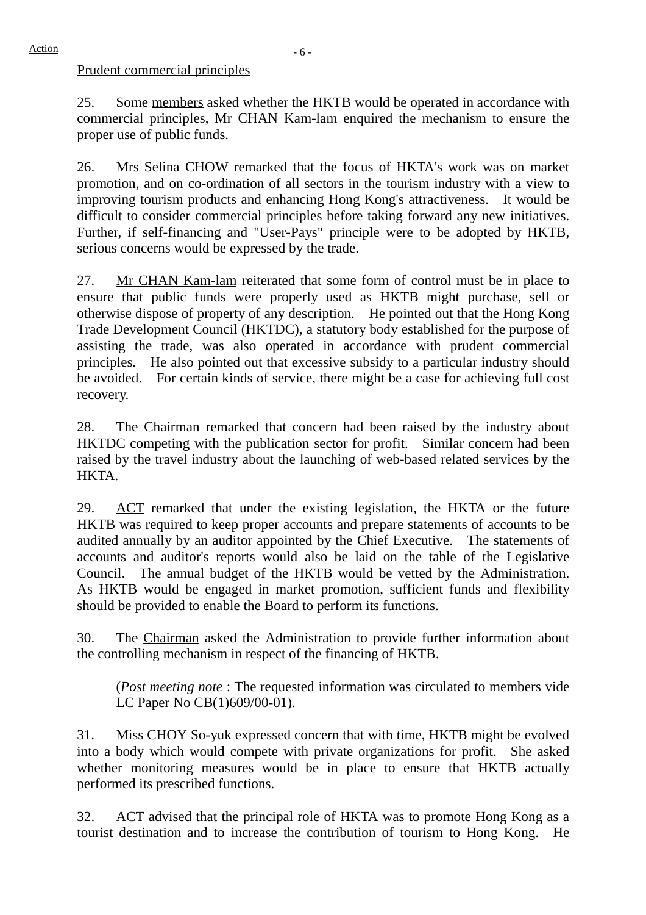Prudent commercial principles

25. Some members asked whether the HKTB would be operated in accordance with commercial principles, Mr CHAN Kam-lam enquired the mechanism to ensure the proper use of public funds.

26. Mrs Selina CHOW remarked that the focus of HKTA's work was on market promotion, and on co-ordination of all sectors in the tourism industry with a view to improving tourism products and enhancing Hong Kong's attractiveness. It would be difficult to consider commercial principles before taking forward any new initiatives. Further, if self-financing and "User-Pays" principle were to be adopted by HKTB, serious concerns would be expressed by the trade.

27. Mr CHAN Kam-lam reiterated that some form of control must be in place to ensure that public funds were properly used as HKTB might purchase, sell or otherwise dispose of property of any description. He pointed out that the Hong Kong Trade Development Council (HKTDC), a statutory body established for the purpose of assisting the trade, was also operated in accordance with prudent commercial principles. He also pointed out that excessive subsidy to a particular industry should be avoided. For certain kinds of service, there might be a case for achieving full cost recovery.

28. The Chairman remarked that concern had been raised by the industry about HKTDC competing with the publication sector for profit. Similar concern had been raised by the travel industry about the launching of web-based related services by the HKTA.

29. ACT remarked that under the existing legislation, the HKTA or the future HKTB was required to keep proper accounts and prepare statements of accounts to be audited annually by an auditor appointed by the Chief Executive. The statements of accounts and auditor's reports would also be laid on the table of the Legislative Council. The annual budget of the HKTB would be vetted by the Administration. As HKTB would be engaged in market promotion, sufficient funds and flexibility should be provided to enable the Board to perform its functions.

30. The Chairman asked the Administration to provide further information about the controlling mechanism in respect of the financing of HKTB.

(*Post meeting note* : The requested information was circulated to members vide LC Paper No CB(1)609/00-01).

31. Miss CHOY So-yuk expressed concern that with time, HKTB might be evolved into a body which would compete with private organizations for profit. She asked whether monitoring measures would be in place to ensure that HKTB actually performed its prescribed functions.

32. ACT advised that the principal role of HKTA was to promote Hong Kong as a tourist destination and to increase the contribution of tourism to Hong Kong. He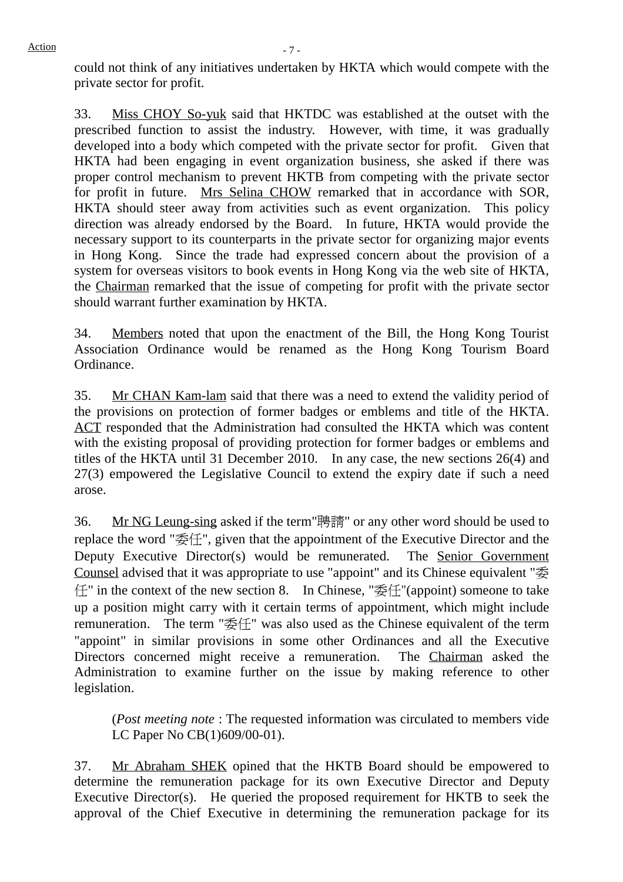could not think of any initiatives undertaken by HKTA which would compete with the private sector for profit.

33. Miss CHOY So-yuk said that HKTDC was established at the outset with the prescribed function to assist the industry. However, with time, it was gradually developed into a body which competed with the private sector for profit. Given that HKTA had been engaging in event organization business, she asked if there was proper control mechanism to prevent HKTB from competing with the private sector for profit in future. Mrs Selina CHOW remarked that in accordance with SOR, HKTA should steer away from activities such as event organization. This policy direction was already endorsed by the Board. In future, HKTA would provide the necessary support to its counterparts in the private sector for organizing major events in Hong Kong. Since the trade had expressed concern about the provision of a system for overseas visitors to book events in Hong Kong via the web site of HKTA, the Chairman remarked that the issue of competing for profit with the private sector should warrant further examination by HKTA.

34. Members noted that upon the enactment of the Bill, the Hong Kong Tourist Association Ordinance would be renamed as the Hong Kong Tourism Board Ordinance.

35. Mr CHAN Kam-lam said that there was a need to extend the validity period of the provisions on protection of former badges or emblems and title of the HKTA. ACT responded that the Administration had consulted the HKTA which was content with the existing proposal of providing protection for former badges or emblems and titles of the HKTA until 31 December 2010. In any case, the new sections 26(4) and 27(3) empowered the Legislative Council to extend the expiry date if such a need arose.

36. Mr NG Leung-sing asked if the term"聘請" or any other word should be used to replace the word "委任", given that the appointment of the Executive Director and the Deputy Executive Director(s) would be remunerated. The Senior Government Counsel advised that it was appropriate to use "appoint" and its Chinese equivalent "委任" in the context of the new section 8. In Chinese, "委任"(appoint) someone to take up a position might carry with it certain terms of appointment, which might include remuneration. The term "委任" was also used as the Chinese equivalent of the term "appoint" in similar provisions in some other Ordinances and all the Executive Directors concerned might receive a remuneration. The Chairman asked the Administration to examine further on the issue by making reference to other legislation.

(*Post meeting note* : The requested information was circulated to members vide LC Paper No CB(1)609/00-01).

37. Mr Abraham SHEK opined that the HKTB Board should be empowered to determine the remuneration package for its own Executive Director and Deputy Executive Director(s). He queried the proposed requirement for HKTB to seek the approval of the Chief Executive in determining the remuneration package for its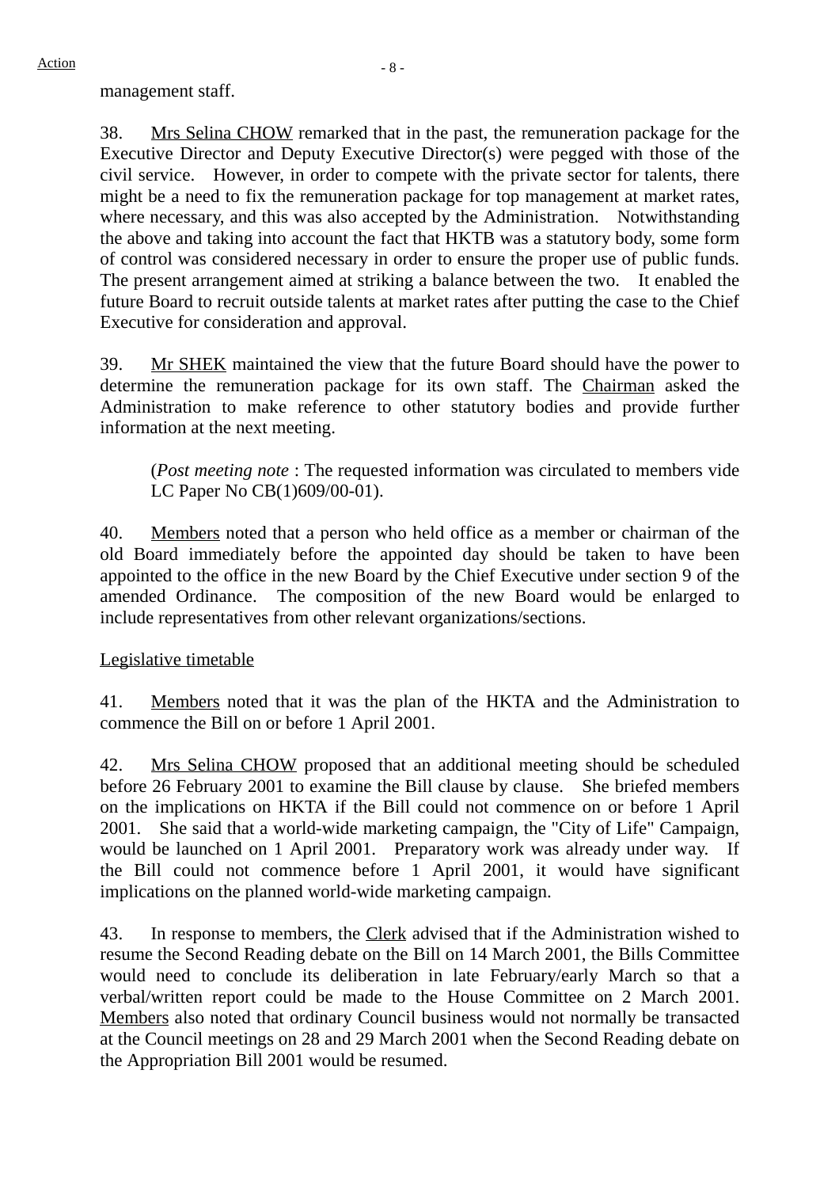management staff.

38. Mrs Selina CHOW remarked that in the past, the remuneration package for the Executive Director and Deputy Executive Director(s) were pegged with those of the civil service. However, in order to compete with the private sector for talents, there might be a need to fix the remuneration package for top management at market rates, where necessary, and this was also accepted by the Administration. Notwithstanding the above and taking into account the fact that HKTB was a statutory body, some form of control was considered necessary in order to ensure the proper use of public funds. The present arrangement aimed at striking a balance between the two. It enabled the future Board to recruit outside talents at market rates after putting the case to the Chief Executive for consideration and approval.

39. Mr SHEK maintained the view that the future Board should have the power to determine the remuneration package for its own staff. The Chairman asked the Administration to make reference to other statutory bodies and provide further information at the next meeting.

> (*Post meeting note* : The requested information was circulated to members vide LC Paper No CB(1)609/00-01).

40. Members noted that a person who held office as a member or chairman of the old Board immediately before the appointed day should be taken to have been appointed to the office in the new Board by the Chief Executive under section 9 of the amended Ordinance. The composition of the new Board would be enlarged to include representatives from other relevant organizations/sections.

Legislative timetable

41. Members noted that it was the plan of the HKTA and the Administration to commence the Bill on or before 1 April 2001.

42. Mrs Selina CHOW proposed that an additional meeting should be scheduled before 26 February 2001 to examine the Bill clause by clause. She briefed members on the implications on HKTA if the Bill could not commence on or before 1 April 2001. She said that a world-wide marketing campaign, the "City of Life" Campaign, would be launched on 1 April 2001. Preparatory work was already under way. If the Bill could not commence before 1 April 2001, it would have significant implications on the planned world-wide marketing campaign.

43. In response to members, the Clerk advised that if the Administration wished to resume the Second Reading debate on the Bill on 14 March 2001, the Bills Committee would need to conclude its deliberation in late February/early March so that a verbal/written report could be made to the House Committee on 2 March 2001. Members also noted that ordinary Council business would not normally be transacted at the Council meetings on 28 and 29 March 2001 when the Second Reading debate on the Appropriation Bill 2001 would be resumed.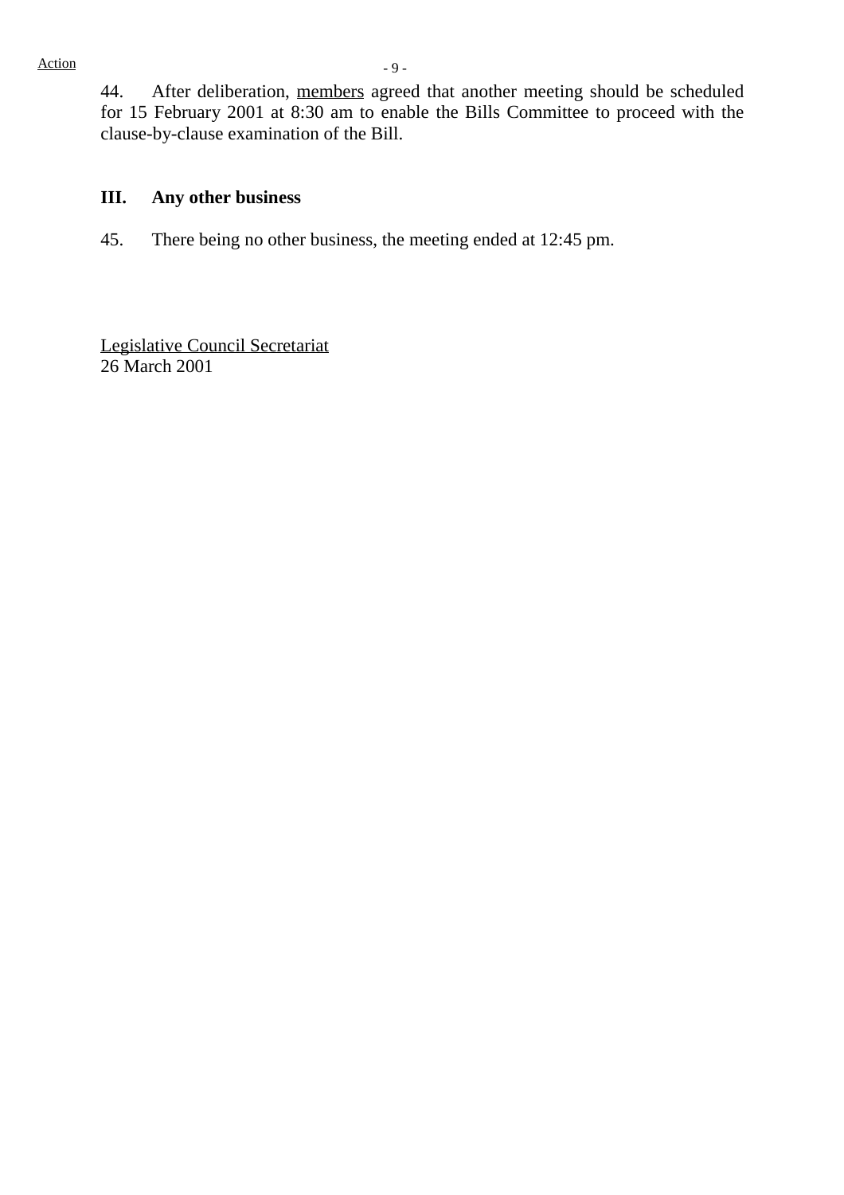44. After deliberation, members agreed that another meeting should be scheduled for 15 February 2001 at 8:30 am to enable the Bills Committee to proceed with the clause-by-clause examination of the Bill.

## III. Any other business

45. There being no other business, the meeting ended at 12:45 pm.

Legislative Council Secretariat
26 March 2001